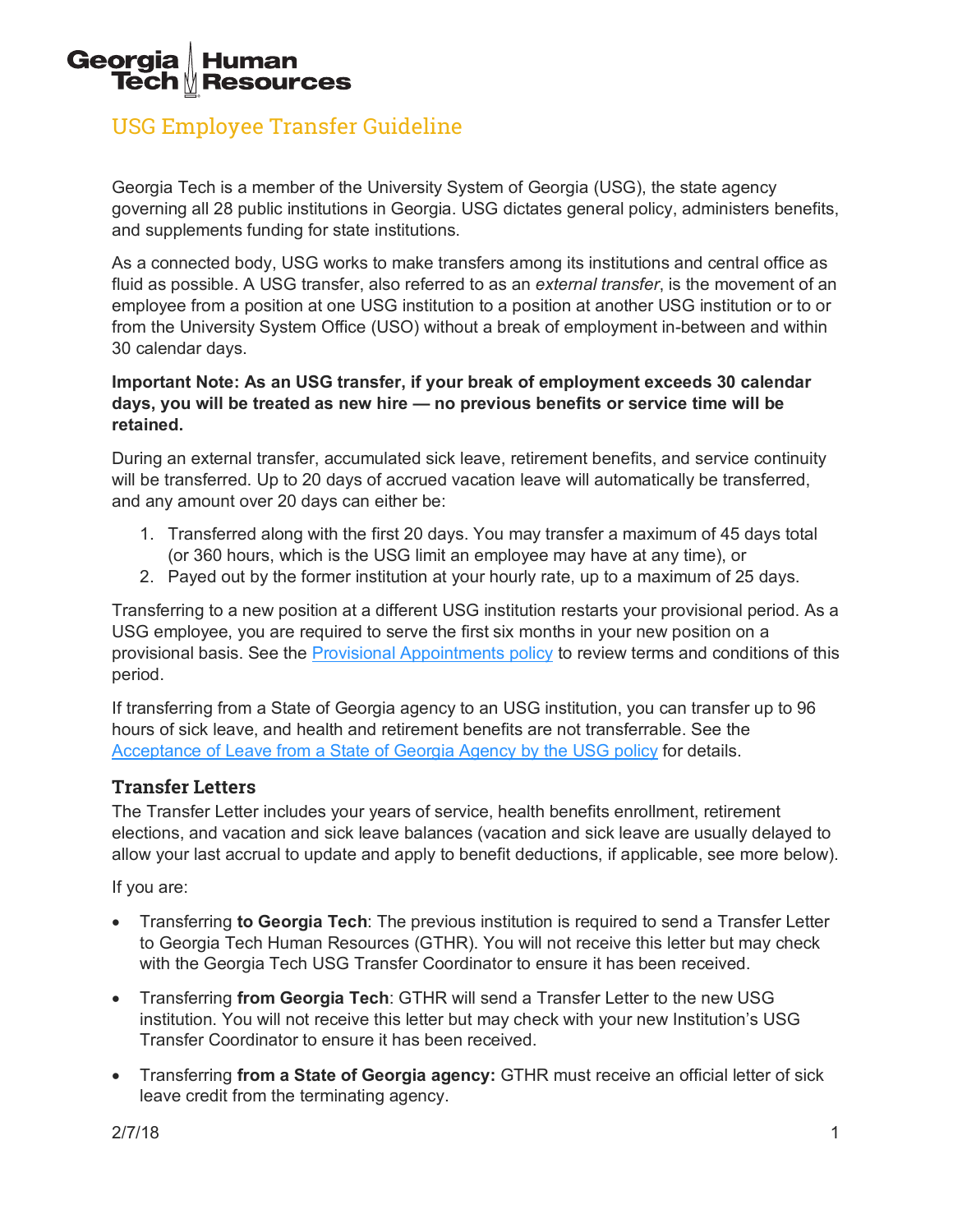# USG Employee Transfer Guideline

Georgia Tech is a member of the University System of Georgia (USG), the state agency governing all 28 public institutions in Georgia. USG dictates general policy, administers benefits, and supplements funding for state institutions.

As a connected body, USG works to make transfers among its institutions and central office as fluid as possible. A USG transfer, also referred to as an *external transfer*, is the movement of an employee from a position at one USG institution to a position at another USG institution or to or from the University System Office (USO) without a break of employment in-between and within 30 calendar days.

**Important Note: As an USG transfer, if your break of employment exceeds 30 calendar days, you will be treated as new hire — no previous benefits or service time will be retained.**

During an external transfer, accumulated sick leave, retirement benefits, and service continuity will be transferred. Up to 20 days of accrued vacation leave will automatically be transferred, and any amount over 20 days can either be:

1. Transferred along with the first 20 days. You may transfer a maximum of 45 days total (or 360 hours, which is the USG limit an employee may have at any time), or
2. Payed out by the former institution at your hourly rate, up to a maximum of 25 days.

Transferring to a new position at a different USG institution restarts your provisional period. As a USG employee, you are required to serve the first six months in your new position on a provisional basis. See the Provisional Appointments policy to review terms and conditions of this period.

If transferring from a State of Georgia agency to an USG institution, you can transfer up to 96 hours of sick leave, and health and retirement benefits are not transferrable. See the Acceptance of Leave from a State of Georgia Agency by the USG policy for details.

## Transfer Letters

The Transfer Letter includes your years of service, health benefits enrollment, retirement elections, and vacation and sick leave balances (vacation and sick leave are usually delayed to allow your last accrual to update and apply to benefit deductions, if applicable, see more below).

If you are:

- Transferring **to Georgia Tech**: The previous institution is required to send a Transfer Letter to Georgia Tech Human Resources (GTHR). You will not receive this letter but may check with the Georgia Tech USG Transfer Coordinator to ensure it has been received.
- Transferring **from Georgia Tech**: GTHR will send a Transfer Letter to the new USG institution. You will not receive this letter but may check with your new Institution's USG Transfer Coordinator to ensure it has been received.
- Transferring **from a State of Georgia agency:** GTHR must receive an official letter of sick leave credit from the terminating agency.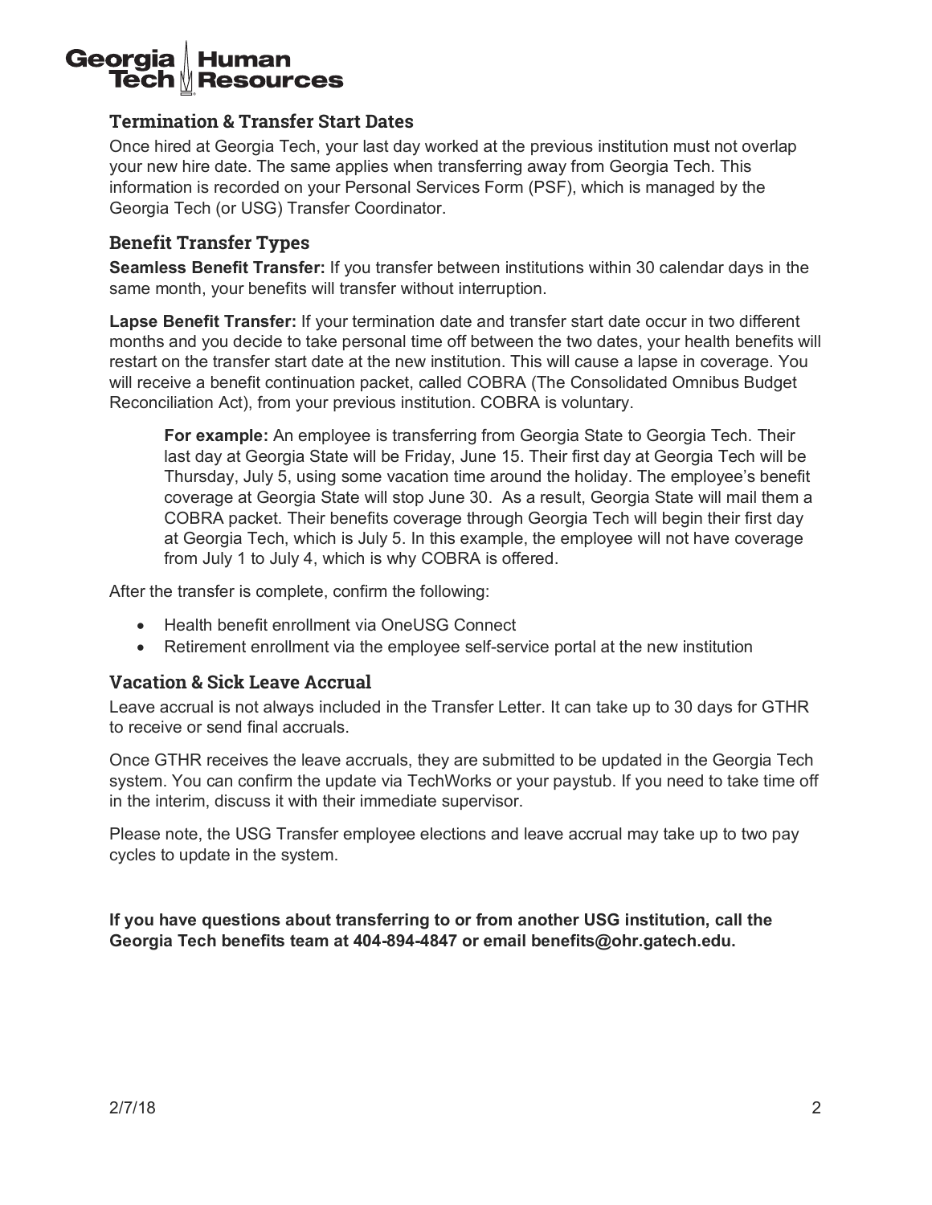## Termination & Transfer Start Dates

Once hired at Georgia Tech, your last day worked at the previous institution must not overlap your new hire date. The same applies when transferring away from Georgia Tech. This information is recorded on your Personal Services Form (PSF), which is managed by the Georgia Tech (or USG) Transfer Coordinator.

## Benefit Transfer Types

**Seamless Benefit Transfer:** If you transfer between institutions within 30 calendar days in the same month, your benefits will transfer without interruption.

**Lapse Benefit Transfer:** If your termination date and transfer start date occur in two different months and you decide to take personal time off between the two dates, your health benefits will restart on the transfer start date at the new institution. This will cause a lapse in coverage. You will receive a benefit continuation packet, called COBRA (The Consolidated Omnibus Budget Reconciliation Act), from your previous institution. COBRA is voluntary.

> **For example:** An employee is transferring from Georgia State to Georgia Tech. Their last day at Georgia State will be Friday, June 15. Their first day at Georgia Tech will be Thursday, July 5, using some vacation time around the holiday. The employee's benefit coverage at Georgia State will stop June 30. As a result, Georgia State will mail them a COBRA packet. Their benefits coverage through Georgia Tech will begin their first day at Georgia Tech, which is July 5. In this example, the employee will not have coverage from July 1 to July 4, which is why COBRA is offered.

After the transfer is complete, confirm the following:

- Health benefit enrollment via OneUSG Connect
- Retirement enrollment via the employee self-service portal at the new institution

## Vacation & Sick Leave Accrual

Leave accrual is not always included in the Transfer Letter. It can take up to 30 days for GTHR to receive or send final accruals.

Once GTHR receives the leave accruals, they are submitted to be updated in the Georgia Tech system. You can confirm the update via TechWorks or your paystub. If you need to take time off in the interim, discuss it with their immediate supervisor.

Please note, the USG Transfer employee elections and leave accrual may take up to two pay cycles to update in the system.

**If you have questions about transferring to or from another USG institution, call the Georgia Tech benefits team at 404-894-4847 or email benefits@ohr.gatech.edu.**

2/7/18